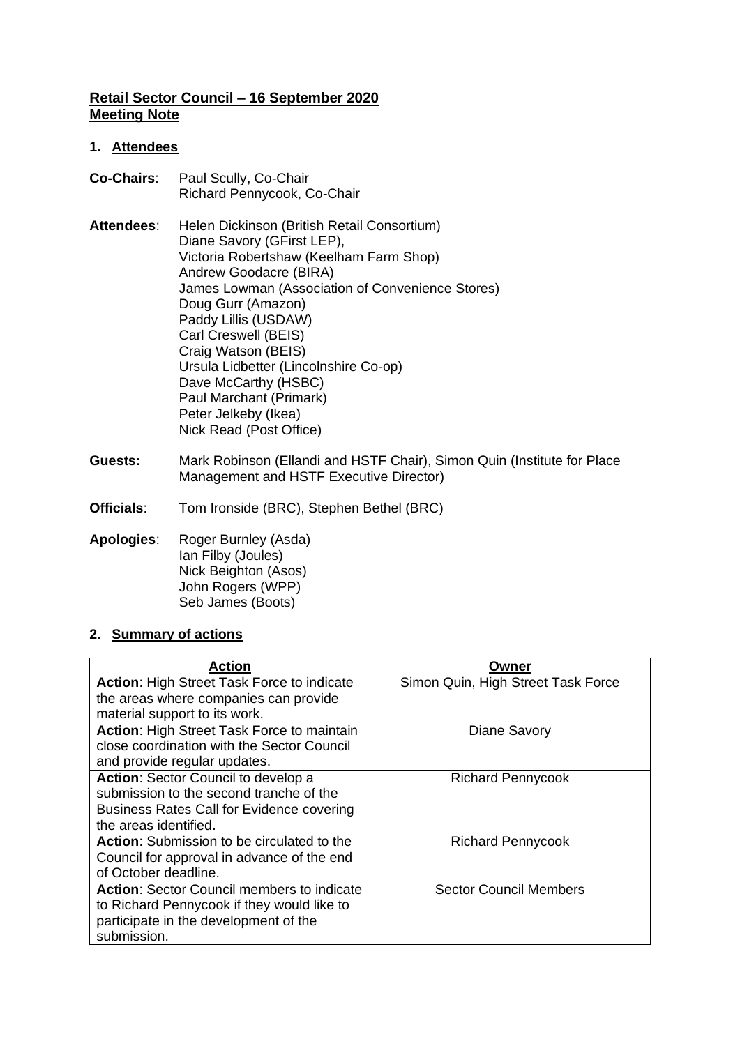**Retail Sector Council – 16 September 2020**
**Meeting Note**

## 1. Attendees

**Co-Chairs**: Paul Scully, Co-Chair
Richard Pennycook, Co-Chair

**Attendees**: Helen Dickinson (British Retail Consortium)
Diane Savory (GFirst LEP),
Victoria Robertshaw (Keelham Farm Shop)
Andrew Goodacre (BIRA)
James Lowman (Association of Convenience Stores)
Doug Gurr (Amazon)
Paddy Lillis (USDAW)
Carl Creswell (BEIS)
Craig Watson (BEIS)
Ursula Lidbetter (Lincolnshire Co-op)
Dave McCarthy (HSBC)
Paul Marchant (Primark)
Peter Jelkeby (Ikea)
Nick Read (Post Office)

**Guests:** Mark Robinson (Ellandi and HSTF Chair), Simon Quin (Institute for Place Management and HSTF Executive Director)

**Officials**: Tom Ironside (BRC), Stephen Bethel (BRC)

**Apologies**: Roger Burnley (Asda)
Ian Filby (Joules)
Nick Beighton (Asos)
John Rogers (WPP)
Seb James (Boots)

## 2. Summary of actions

| Action | Owner |
|---|---|
| **Action**: High Street Task Force to indicate the areas where companies can provide material support to its work. | Simon Quin, High Street Task Force |
| **Action**: High Street Task Force to maintain close coordination with the Sector Council and provide regular updates. | Diane Savory |
| **Action**: Sector Council to develop a submission to the second tranche of the Business Rates Call for Evidence covering the areas identified. | Richard Pennycook |
| **Action**: Submission to be circulated to the Council for approval in advance of the end of October deadline. | Richard Pennycook |
| **Action**: Sector Council members to indicate to Richard Pennycook if they would like to participate in the development of the submission. | Sector Council Members |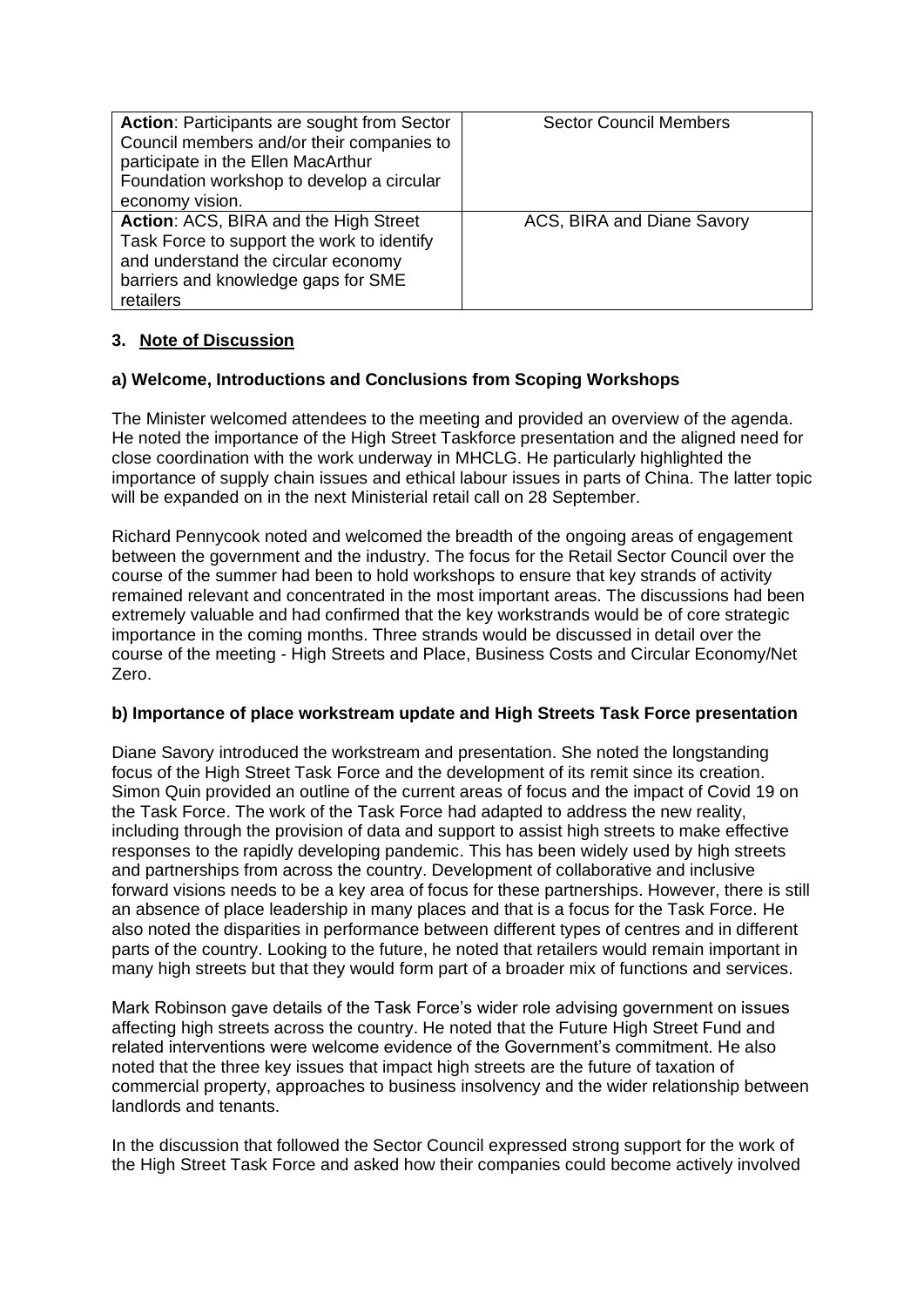| | |
|---|---|
| **Action**: Participants are sought from Sector Council members and/or their companies to participate in the Ellen MacArthur Foundation workshop to develop a circular economy vision. | Sector Council Members |
| **Action**: ACS, BIRA and the High Street Task Force to support the work to identify and understand the circular economy barriers and knowledge gaps for SME retailers | ACS, BIRA and Diane Savory |

### 3. Note of Discussion

#### a) Welcome, Introductions and Conclusions from Scoping Workshops

The Minister welcomed attendees to the meeting and provided an overview of the agenda. He noted the importance of the High Street Taskforce presentation and the aligned need for close coordination with the work underway in MHCLG. He particularly highlighted the importance of supply chain issues and ethical labour issues in parts of China. The latter topic will be expanded on in the next Ministerial retail call on 28 September.

Richard Pennycook noted and welcomed the breadth of the ongoing areas of engagement between the government and the industry. The focus for the Retail Sector Council over the course of the summer had been to hold workshops to ensure that key strands of activity remained relevant and concentrated in the most important areas. The discussions had been extremely valuable and had confirmed that the key workstrands would be of core strategic importance in the coming months. Three strands would be discussed in detail over the course of the meeting - High Streets and Place, Business Costs and Circular Economy/Net Zero.

#### b) Importance of place workstream update and High Streets Task Force presentation

Diane Savory introduced the workstream and presentation. She noted the longstanding focus of the High Street Task Force and the development of its remit since its creation. Simon Quin provided an outline of the current areas of focus and the impact of Covid 19 on the Task Force. The work of the Task Force had adapted to address the new reality, including through the provision of data and support to assist high streets to make effective responses to the rapidly developing pandemic. This has been widely used by high streets and partnerships from across the country. Development of collaborative and inclusive forward visions needs to be a key area of focus for these partnerships. However, there is still an absence of place leadership in many places and that is a focus for the Task Force. He also noted the disparities in performance between different types of centres and in different parts of the country. Looking to the future, he noted that retailers would remain important in many high streets but that they would form part of a broader mix of functions and services.

Mark Robinson gave details of the Task Force's wider role advising government on issues affecting high streets across the country. He noted that the Future High Street Fund and related interventions were welcome evidence of the Government's commitment. He also noted that the three key issues that impact high streets are the future of taxation of commercial property, approaches to business insolvency and the wider relationship between landlords and tenants.

In the discussion that followed the Sector Council expressed strong support for the work of the High Street Task Force and asked how their companies could become actively involved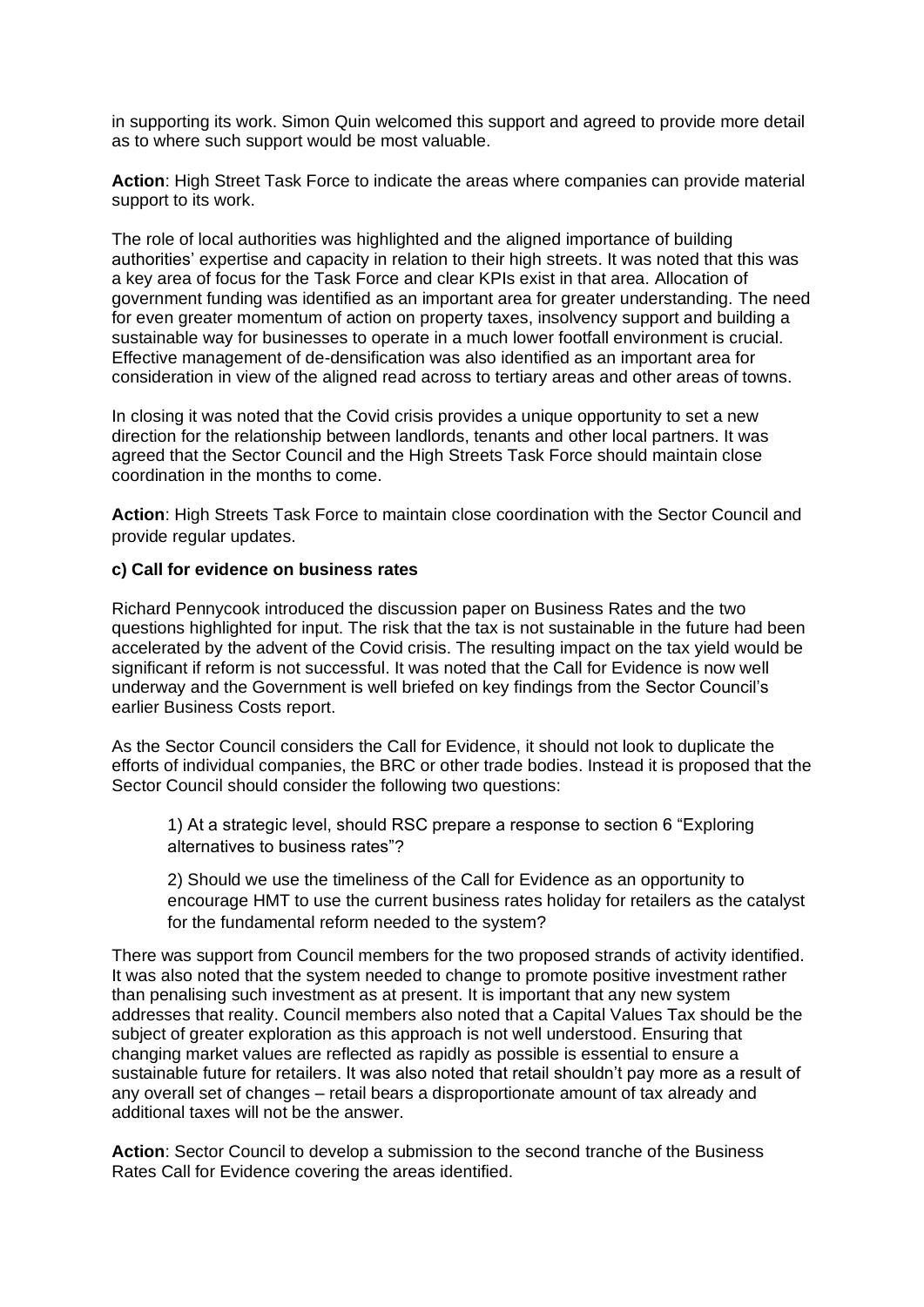in supporting its work. Simon Quin welcomed this support and agreed to provide more detail as to where such support would be most valuable.

**Action**: High Street Task Force to indicate the areas where companies can provide material support to its work.

The role of local authorities was highlighted and the aligned importance of building authorities' expertise and capacity in relation to their high streets. It was noted that this was a key area of focus for the Task Force and clear KPIs exist in that area. Allocation of government funding was identified as an important area for greater understanding. The need for even greater momentum of action on property taxes, insolvency support and building a sustainable way for businesses to operate in a much lower footfall environment is crucial. Effective management of de-densification was also identified as an important area for consideration in view of the aligned read across to tertiary areas and other areas of towns.

In closing it was noted that the Covid crisis provides a unique opportunity to set a new direction for the relationship between landlords, tenants and other local partners. It was agreed that the Sector Council and the High Streets Task Force should maintain close coordination in the months to come.

**Action**: High Streets Task Force to maintain close coordination with the Sector Council and provide regular updates.

**c) Call for evidence on business rates**

Richard Pennycook introduced the discussion paper on Business Rates and the two questions highlighted for input. The risk that the tax is not sustainable in the future had been accelerated by the advent of the Covid crisis. The resulting impact on the tax yield would be significant if reform is not successful. It was noted that the Call for Evidence is now well underway and the Government is well briefed on key findings from the Sector Council's earlier Business Costs report.

As the Sector Council considers the Call for Evidence, it should not look to duplicate the efforts of individual companies, the BRC or other trade bodies. Instead it is proposed that the Sector Council should consider the following two questions:

> 1) At a strategic level, should RSC prepare a response to section 6 "Exploring alternatives to business rates"?
>
> 2) Should we use the timeliness of the Call for Evidence as an opportunity to encourage HMT to use the current business rates holiday for retailers as the catalyst for the fundamental reform needed to the system?

There was support from Council members for the two proposed strands of activity identified. It was also noted that the system needed to change to promote positive investment rather than penalising such investment as at present. It is important that any new system addresses that reality. Council members also noted that a Capital Values Tax should be the subject of greater exploration as this approach is not well understood. Ensuring that changing market values are reflected as rapidly as possible is essential to ensure a sustainable future for retailers. It was also noted that retail shouldn't pay more as a result of any overall set of changes – retail bears a disproportionate amount of tax already and additional taxes will not be the answer.

**Action**: Sector Council to develop a submission to the second tranche of the Business Rates Call for Evidence covering the areas identified.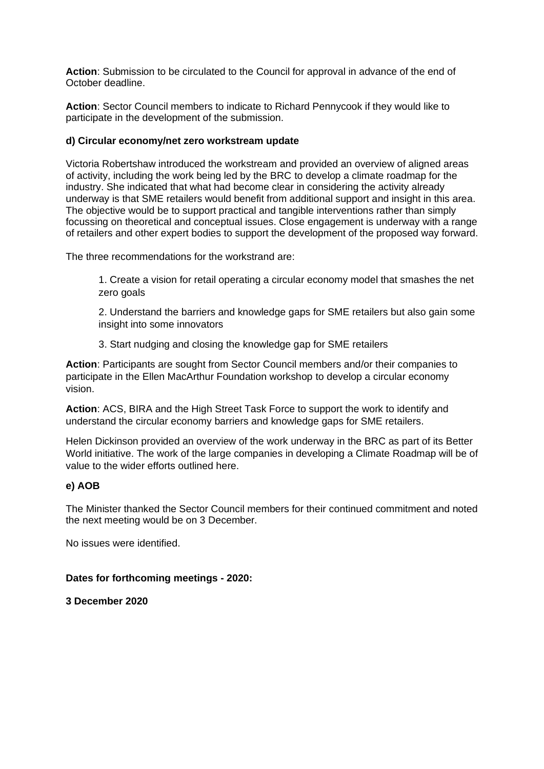**Action**: Submission to be circulated to the Council for approval in advance of the end of October deadline.

**Action**: Sector Council members to indicate to Richard Pennycook if they would like to participate in the development of the submission.

**d) Circular economy/net zero workstream update**

Victoria Robertshaw introduced the workstream and provided an overview of aligned areas of activity, including the work being led by the BRC to develop a climate roadmap for the industry. She indicated that what had become clear in considering the activity already underway is that SME retailers would benefit from additional support and insight in this area. The objective would be to support practical and tangible interventions rather than simply focussing on theoretical and conceptual issues. Close engagement is underway with a range of retailers and other expert bodies to support the development of the proposed way forward.

The three recommendations for the workstrand are:

1. Create a vision for retail operating a circular economy model that smashes the net zero goals

2. Understand the barriers and knowledge gaps for SME retailers but also gain some insight into some innovators

3. Start nudging and closing the knowledge gap for SME retailers

**Action**: Participants are sought from Sector Council members and/or their companies to participate in the Ellen MacArthur Foundation workshop to develop a circular economy vision.

**Action**: ACS, BIRA and the High Street Task Force to support the work to identify and understand the circular economy barriers and knowledge gaps for SME retailers.

Helen Dickinson provided an overview of the work underway in the BRC as part of its Better World initiative. The work of the large companies in developing a Climate Roadmap will be of value to the wider efforts outlined here.

**e) AOB**

The Minister thanked the Sector Council members for their continued commitment and noted the next meeting would be on 3 December.

No issues were identified.

**Dates for forthcoming meetings - 2020:**

**3 December 2020**